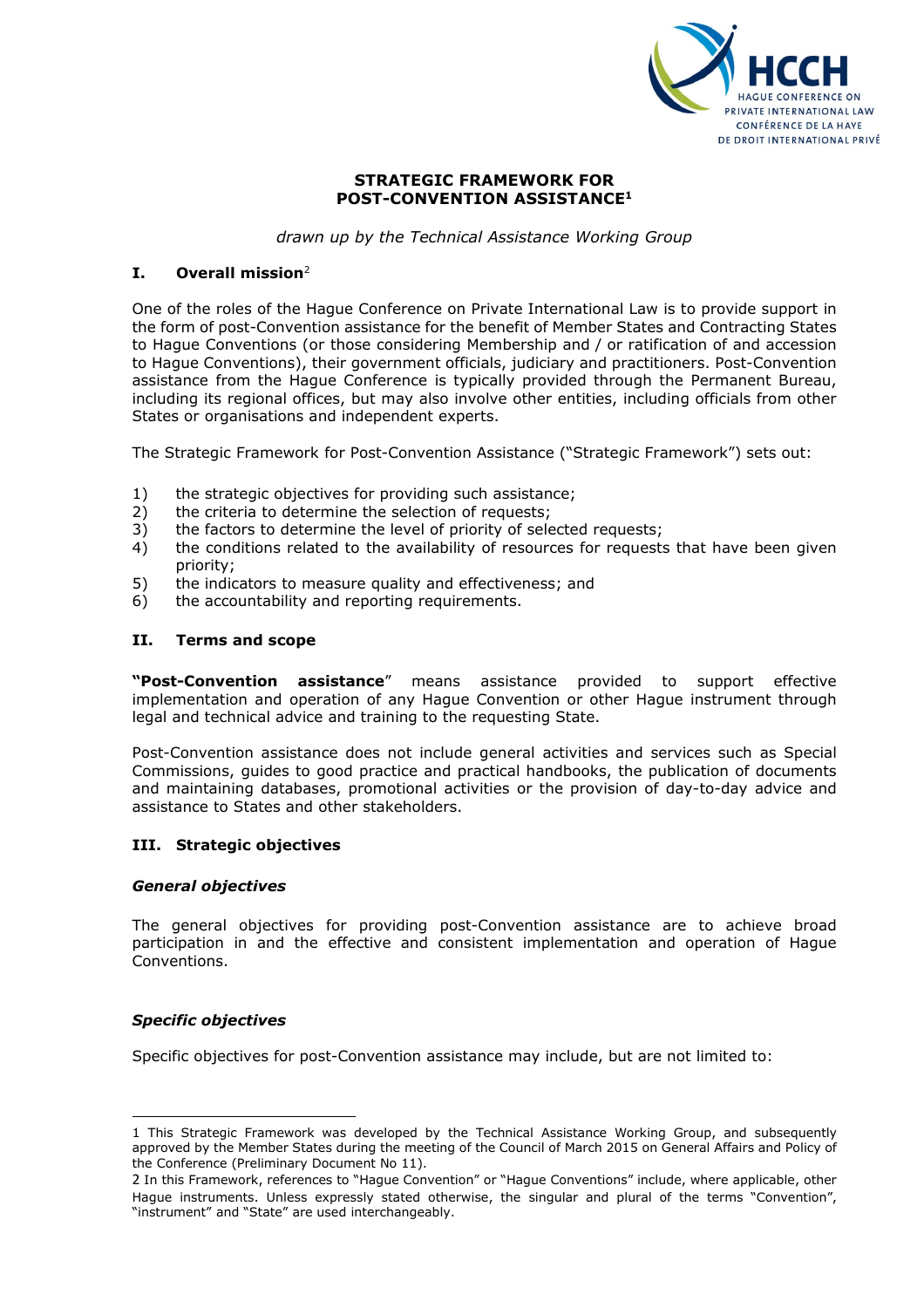# STRATEGIC FRAMEWORK FOR POST-CONVENTION ASSISTANCE[1]

*drawn up by the Technical Assistance Working Group*

## I. Overall mission[2]

One of the roles of the Hague Conference on Private International Law is to provide support in the form of post-Convention assistance for the benefit of Member States and Contracting States to Hague Conventions (or those considering Membership and / or ratification of and accession to Hague Conventions), their government officials, judiciary and practitioners. Post-Convention assistance from the Hague Conference is typically provided through the Permanent Bureau, including its regional offices, but may also involve other entities, including officials from other States or organisations and independent experts.

The Strategic Framework for Post-Convention Assistance ("Strategic Framework") sets out:

1) the strategic objectives for providing such assistance;
2) the criteria to determine the selection of requests;
3) the factors to determine the level of priority of selected requests;
4) the conditions related to the availability of resources for requests that have been given priority;
5) the indicators to measure quality and effectiveness; and
6) the accountability and reporting requirements.

## II. Terms and scope

**"Post-Convention assistance**" means assistance provided to support effective implementation and operation of any Hague Convention or other Hague instrument through legal and technical advice and training to the requesting State.

Post-Convention assistance does not include general activities and services such as Special Commissions, guides to good practice and practical handbooks, the publication of documents and maintaining databases, promotional activities or the provision of day-to-day advice and assistance to States and other stakeholders.

## III. Strategic objectives

### *General objectives*

The general objectives for providing post-Convention assistance are to achieve broad participation in and the effective and consistent implementation and operation of Hague Conventions.

### *Specific objectives*

Specific objectives for post-Convention assistance may include, but are not limited to:

---

[1] This Strategic Framework was developed by the Technical Assistance Working Group, and subsequently approved by the Member States during the meeting of the Council of March 2015 on General Affairs and Policy of the Conference (Preliminary Document No 11).

[2] In this Framework, references to "Hague Convention" or "Hague Conventions" include, where applicable, other Hague instruments. Unless expressly stated otherwise, the singular and plural of the terms "Convention", "instrument" and "State" are used interchangeably.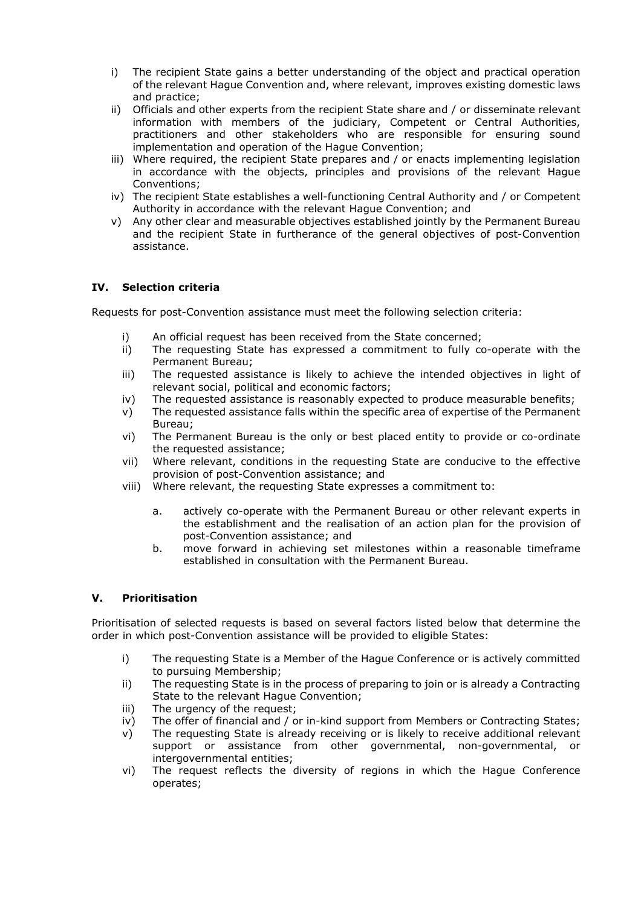i) The recipient State gains a better understanding of the object and practical operation of the relevant Hague Convention and, where relevant, improves existing domestic laws and practice;
ii) Officials and other experts from the recipient State share and / or disseminate relevant information with members of the judiciary, Competent or Central Authorities, practitioners and other stakeholders who are responsible for ensuring sound implementation and operation of the Hague Convention;
iii) Where required, the recipient State prepares and / or enacts implementing legislation in accordance with the objects, principles and provisions of the relevant Hague Conventions;
iv) The recipient State establishes a well-functioning Central Authority and / or Competent Authority in accordance with the relevant Hague Convention; and
v) Any other clear and measurable objectives established jointly by the Permanent Bureau and the recipient State in furtherance of the general objectives of post-Convention assistance.

## IV. Selection criteria

Requests for post-Convention assistance must meet the following selection criteria:

i) An official request has been received from the State concerned;
ii) The requesting State has expressed a commitment to fully co-operate with the Permanent Bureau;
iii) The requested assistance is likely to achieve the intended objectives in light of relevant social, political and economic factors;
iv) The requested assistance is reasonably expected to produce measurable benefits;
v) The requested assistance falls within the specific area of expertise of the Permanent Bureau;
vi) The Permanent Bureau is the only or best placed entity to provide or co-ordinate the requested assistance;
vii) Where relevant, conditions in the requesting State are conducive to the effective provision of post-Convention assistance; and
viii) Where relevant, the requesting State expresses a commitment to:

    a. actively co-operate with the Permanent Bureau or other relevant experts in the establishment and the realisation of an action plan for the provision of post-Convention assistance; and
    b. move forward in achieving set milestones within a reasonable timeframe established in consultation with the Permanent Bureau.

## V. Prioritisation

Prioritisation of selected requests is based on several factors listed below that determine the order in which post-Convention assistance will be provided to eligible States:

i) The requesting State is a Member of the Hague Conference or is actively committed to pursuing Membership;
ii) The requesting State is in the process of preparing to join or is already a Contracting State to the relevant Hague Convention;
iii) The urgency of the request;
iv) The offer of financial and / or in-kind support from Members or Contracting States;
v) The requesting State is already receiving or is likely to receive additional relevant support or assistance from other governmental, non-governmental, or intergovernmental entities;
vi) The request reflects the diversity of regions in which the Hague Conference operates;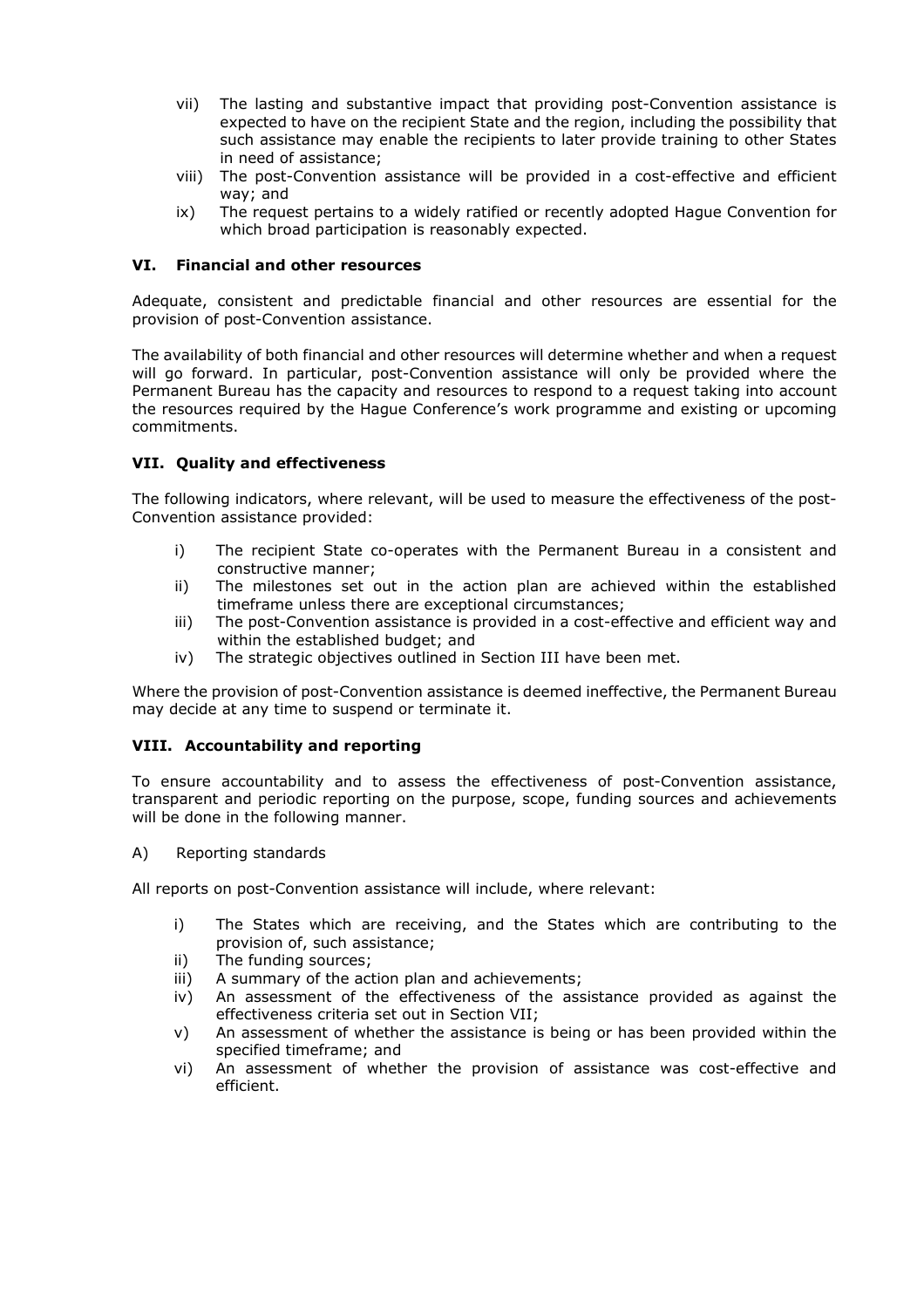vii) The lasting and substantive impact that providing post-Convention assistance is expected to have on the recipient State and the region, including the possibility that such assistance may enable the recipients to later provide training to other States in need of assistance;

viii) The post-Convention assistance will be provided in a cost-effective and efficient way; and

ix) The request pertains to a widely ratified or recently adopted Hague Convention for which broad participation is reasonably expected.

## VI. Financial and other resources

Adequate, consistent and predictable financial and other resources are essential for the provision of post-Convention assistance.

The availability of both financial and other resources will determine whether and when a request will go forward. In particular, post-Convention assistance will only be provided where the Permanent Bureau has the capacity and resources to respond to a request taking into account the resources required by the Hague Conference's work programme and existing or upcoming commitments.

## VII. Quality and effectiveness

The following indicators, where relevant, will be used to measure the effectiveness of the post-Convention assistance provided:

i) The recipient State co-operates with the Permanent Bureau in a consistent and constructive manner;

ii) The milestones set out in the action plan are achieved within the established timeframe unless there are exceptional circumstances;

iii) The post-Convention assistance is provided in a cost-effective and efficient way and within the established budget; and

iv) The strategic objectives outlined in Section III have been met.

Where the provision of post-Convention assistance is deemed ineffective, the Permanent Bureau may decide at any time to suspend or terminate it.

## VIII. Accountability and reporting

To ensure accountability and to assess the effectiveness of post-Convention assistance, transparent and periodic reporting on the purpose, scope, funding sources and achievements will be done in the following manner.

A) Reporting standards

All reports on post-Convention assistance will include, where relevant:

i) The States which are receiving, and the States which are contributing to the provision of, such assistance;

ii) The funding sources;

iii) A summary of the action plan and achievements;

iv) An assessment of the effectiveness of the assistance provided as against the effectiveness criteria set out in Section VII;

v) An assessment of whether the assistance is being or has been provided within the specified timeframe; and

vi) An assessment of whether the provision of assistance was cost-effective and efficient.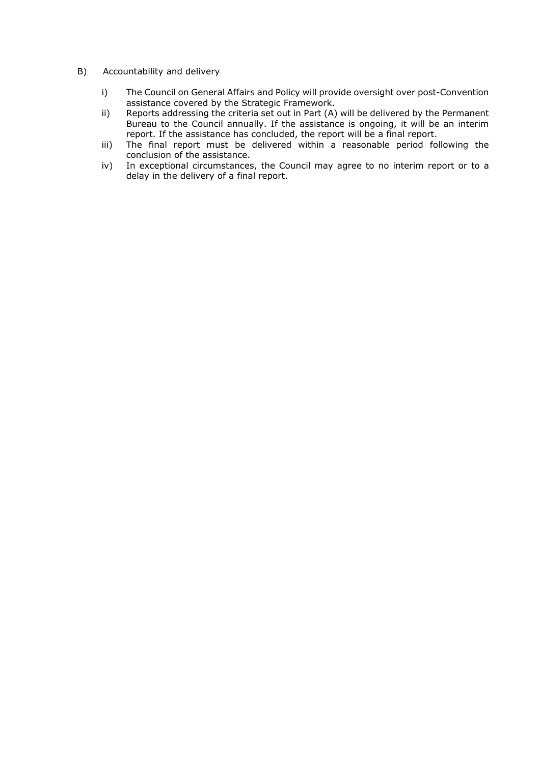B) Accountability and delivery

i) The Council on General Affairs and Policy will provide oversight over post-Convention assistance covered by the Strategic Framework.

ii) Reports addressing the criteria set out in Part (A) will be delivered by the Permanent Bureau to the Council annually. If the assistance is ongoing, it will be an interim report. If the assistance has concluded, the report will be a final report.

iii) The final report must be delivered within a reasonable period following the conclusion of the assistance.

iv) In exceptional circumstances, the Council may agree to no interim report or to a delay in the delivery of a final report.